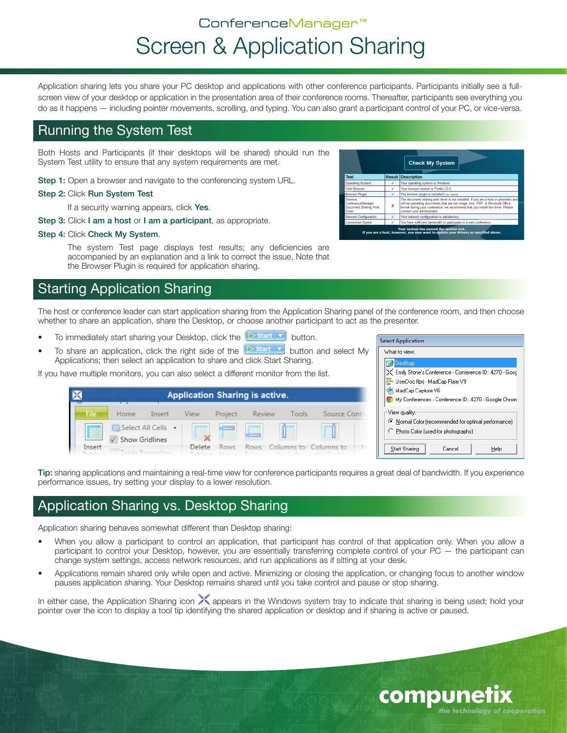ConferenceManager™

# Screen & Application Sharing

Application sharing lets you share your PC desktop and applications with other conference participants. Participants initially see a full-screen view of your desktop or application in the presentation area of their conference rooms. Thereafter, participants see everything you do as it happens — including pointer movements, scrolling, and typing. You can also grant a participant control of your PC, or vice-versa.

## Running the System Test

Both Hosts and Participants (if their desktops will be shared) should run the System Test utility to ensure that any system requirements are met.

**Step 1:** Open a browser and navigate to the conferencing system URL.

**Step 2:** Click **Run System Test**

If a security warning appears, click **Yes**.

**Step 3:** Click **I am a host** or **I am a participant**, as appropriate.

**Step 4:** Click **Check My System**.

The system Test page displays test results; any deficiencies are accompanied by an explanation and a link to correct the issue, Note that the Browser Plugin is required for application sharing.

## Starting Application Sharing

The host or conference leader can start application sharing from the Application Sharing panel of the conference room, and then choose whether to share an application, share the Desktop, or choose another participant to act as the presenter.

- To immediately start sharing your Desktop, click the Start button.
- To share an application, click the right side of the Start button and select My Applications; then select an application to share and click Start Sharing.

If you have multiple monitors, you can also select a different monitor from the list.

**Tip:** sharing applications and maintaining a real-time view for conference participants requires a great deal of bandwidth. If you experience performance issues, try setting your display to a lower resolution.

## Application Sharing vs. Desktop Sharing

Application sharing behaves somewhat different than Desktop sharing:

- When you allow a participant to control an application, that participant has control of that application only. When you allow a participant to control your Desktop, however, you are essentially transferring complete control of your PC — the participant can change system settings, access network resources, and run applications as if sitting at your desk.
- Applications remain shared only while open and active. Minimizing or closing the application, or changing focus to another window pauses application sharing. Your Desktop remains shared until you take control and pause or stop sharing.

In either case, the Application Sharing icon appears in the Windows system tray to indicate that sharing is being used; hold your pointer over the icon to display a tool tip identifying the shared application or desktop and if sharing is active or paused.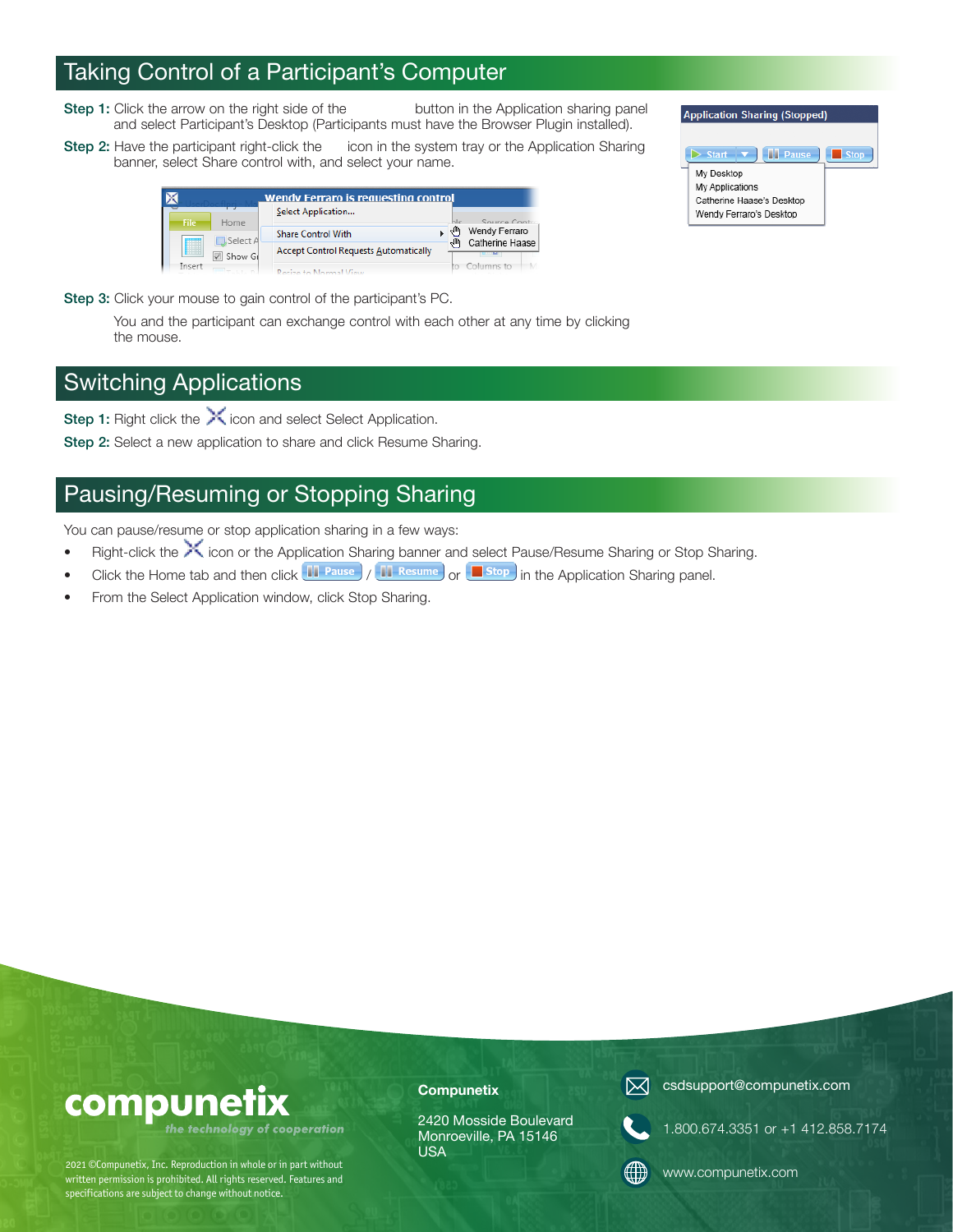## Taking Control of a Participant's Computer

**Step 1:** Click the arrow on the right side of the button in the Application sharing panel and select Participant's Desktop (Participants must have the Browser Plugin installed).

**Step 2:** Have the participant right-click the icon in the system tray or the Application Sharing banner, select Share control with, and select your name.

**Step 3:** Click your mouse to gain control of the participant's PC.

You and the participant can exchange control with each other at any time by clicking the mouse.

## Switching Applications

**Step 1:** Right click the icon and select Select Application.

**Step 2:** Select a new application to share and click Resume Sharing.

## Pausing/Resuming or Stopping Sharing

You can pause/resume or stop application sharing in a few ways:

- Right-click the icon or the Application Sharing banner and select Pause/Resume Sharing or Stop Sharing.
- Click the Home tab and then click Pause / Resume or Stop in the Application Sharing panel.
- From the Select Application window, click Stop Sharing.

compunetix
*the technology of cooperation*

2021 ©Compunetix, Inc. Reproduction in whole or in part without written permission is prohibited. All rights reserved. Features and specifications are subject to change without notice.

**Compunetix**

2420 Mosside Boulevard
Monroeville, PA 15146
USA

csdsupport@compunetix.com

1.800.674.3351 or +1 412.858.7174

www.compunetix.com